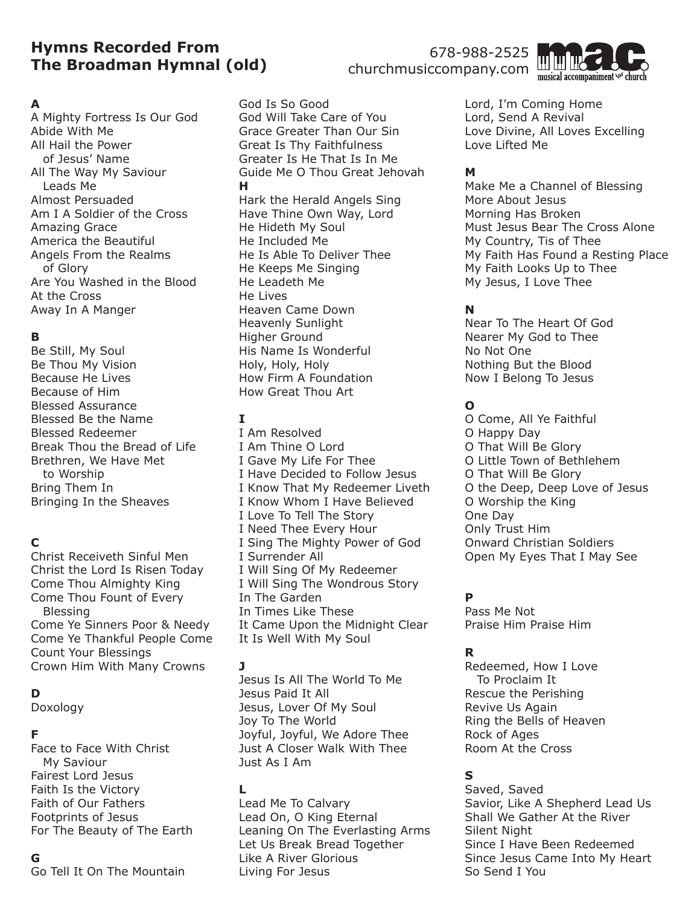# Hymns Recorded From The Broadman Hymnal (old)

678-988-2525
churchmusiccompany.com

m.a.c. musical accompaniment for church

**A**

A Mighty Fortress Is Our God
Abide With Me
All Hail the Power of Jesus' Name
All The Way My Saviour Leads Me
Almost Persuaded
Am I A Soldier of the Cross
Amazing Grace
America the Beautiful
Angels From the Realms of Glory
Are You Washed in the Blood
At the Cross
Away In A Manger

**B**

Be Still, My Soul
Be Thou My Vision
Because He Lives
Because of Him
Blessed Assurance
Blessed Be the Name
Blessed Redeemer
Break Thou the Bread of Life
Brethren, We Have Met to Worship
Bring Them In
Bringing In the Sheaves

**C**

Christ Receiveth Sinful Men
Christ the Lord Is Risen Today
Come Thou Almighty King
Come Thou Fount of Every Blessing
Come Ye Sinners Poor & Needy
Come Ye Thankful People Come
Count Your Blessings
Crown Him With Many Crowns

**D**

Doxology

**F**

Face to Face With Christ My Saviour
Fairest Lord Jesus
Faith Is the Victory
Faith of Our Fathers
Footprints of Jesus
For The Beauty of The Earth

**G**

Go Tell It On The Mountain
God Is So Good
God Will Take Care of You
Grace Greater Than Our Sin
Great Is Thy Faithfulness
Greater Is He That Is In Me
Guide Me O Thou Great Jehovah

**H**

Hark the Herald Angels Sing
Have Thine Own Way, Lord
He Hideth My Soul
He Included Me
He Is Able To Deliver Thee
He Keeps Me Singing
He Leadeth Me
He Lives
Heaven Came Down
Heavenly Sunlight
Higher Ground
His Name Is Wonderful
Holy, Holy, Holy
How Firm A Foundation
How Great Thou Art

**I**

I Am Resolved
I Am Thine O Lord
I Gave My Life For Thee
I Have Decided to Follow Jesus
I Know That My Redeemer Liveth
I Know Whom I Have Believed
I Love To Tell The Story
I Need Thee Every Hour
I Sing The Mighty Power of God
I Surrender All
I Will Sing Of My Redeemer
I Will Sing The Wondrous Story
In The Garden
In Times Like These
It Came Upon the Midnight Clear
It Is Well With My Soul

**J**

Jesus Is All The World To Me
Jesus Paid It All
Jesus, Lover Of My Soul
Joy To The World
Joyful, Joyful, We Adore Thee
Just A Closer Walk With Thee
Just As I Am

**L**

Lead Me To Calvary
Lead On, O King Eternal
Leaning On The Everlasting Arms
Let Us Break Bread Together
Like A River Glorious
Living For Jesus
Lord, I'm Coming Home
Lord, Send A Revival
Love Divine, All Loves Excelling
Love Lifted Me

**M**

Make Me a Channel of Blessing
More About Jesus
Morning Has Broken
Must Jesus Bear The Cross Alone
My Country, Tis of Thee
My Faith Has Found a Resting Place
My Faith Looks Up to Thee
My Jesus, I Love Thee

**N**

Near To The Heart Of God
Nearer My God to Thee
No Not One
Nothing But the Blood
Now I Belong To Jesus

**O**

O Come, All Ye Faithful
O Happy Day
O That Will Be Glory
O Little Town of Bethlehem
O That Will Be Glory
O the Deep, Deep Love of Jesus
O Worship the King
One Day
Only Trust Him
Onward Christian Soldiers
Open My Eyes That I May See

**P**

Pass Me Not
Praise Him Praise Him

**R**

Redeemed, How I Love To Proclaim It
Rescue the Perishing
Revive Us Again
Ring the Bells of Heaven
Rock of Ages
Room At the Cross

**S**

Saved, Saved
Savior, Like A Shepherd Lead Us
Shall We Gather At the River
Silent Night
Since I Have Been Redeemed
Since Jesus Came Into My Heart
So Send I You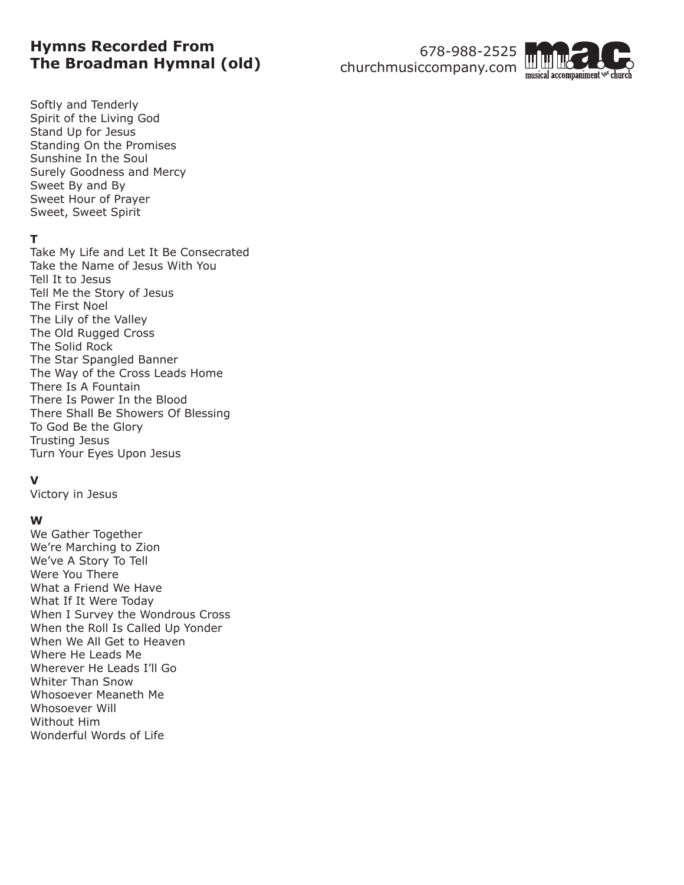# Hymns Recorded From The Broadman Hymnal (old)

678-988-2525
churchmusiccompany.com

musical accompaniment for church

Softly and Tenderly
Spirit of the Living God
Stand Up for Jesus
Standing On the Promises
Sunshine In the Soul
Surely Goodness and Mercy
Sweet By and By
Sweet Hour of Prayer
Sweet, Sweet Spirit

**T**

Take My Life and Let It Be Consecrated
Take the Name of Jesus With You
Tell It to Jesus
Tell Me the Story of Jesus
The First Noel
The Lily of the Valley
The Old Rugged Cross
The Solid Rock
The Star Spangled Banner
The Way of the Cross Leads Home
There Is A Fountain
There Is Power In the Blood
There Shall Be Showers Of Blessing
To God Be the Glory
Trusting Jesus
Turn Your Eyes Upon Jesus

**V**

Victory in Jesus

**W**

We Gather Together
We're Marching to Zion
We've A Story To Tell
Were You There
What a Friend We Have
What If It Were Today
When I Survey the Wondrous Cross
When the Roll Is Called Up Yonder
When We All Get to Heaven
Where He Leads Me
Wherever He Leads I'll Go
Whiter Than Snow
Whosoever Meaneth Me
Whosoever Will
Without Him
Wonderful Words of Life